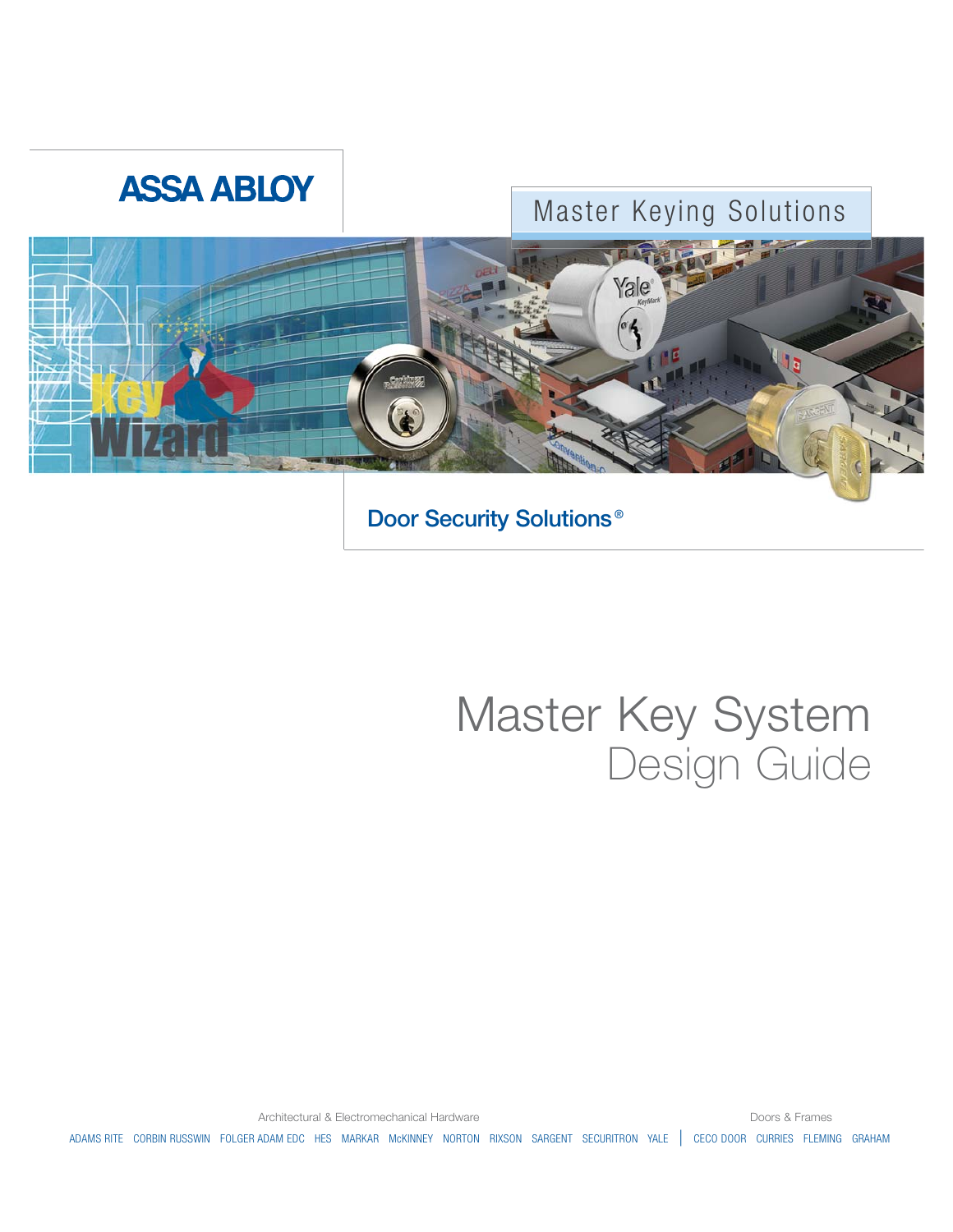ASSA ABLOY

Master Keying Solutions

Door Security Solutions®

# Master Key System
## Design Guide

Architectural & Electromechanical Hardware

ADAMS RITE CORBIN RUSSWIN FOLGER ADAM EDC HES MARKAR McKINNEY NORTON RIXSON SARGENT SECURITRON YALE

Doors & Frames

CECO DOOR CURRIES FLEMING GRAHAM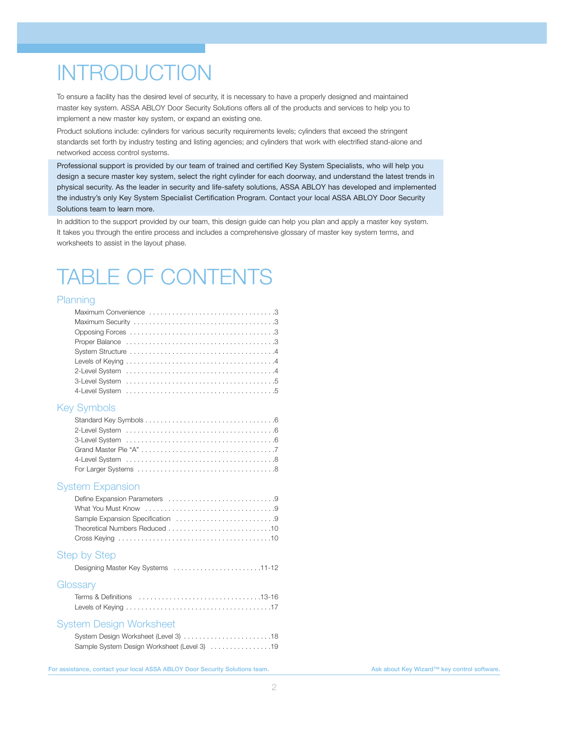# INTRODUCTION

To ensure a facility has the desired level of security, it is necessary to have a properly designed and maintained master key system. ASSA ABLOY Door Security Solutions offers all of the products and services to help you to implement a new master key system, or expand an existing one.

Product solutions include: cylinders for various security requirements levels; cylinders that exceed the stringent standards set forth by industry testing and listing agencies; and cylinders that work with electrified stand-alone and networked access control systems.

Professional support is provided by our team of trained and certified Key System Specialists, who will help you design a secure master key system, select the right cylinder for each doorway, and understand the latest trends in physical security. As the leader in security and life-safety solutions, ASSA ABLOY has developed and implemented the industry's only Key System Specialist Certification Program. Contact your local ASSA ABLOY Door Security Solutions team to learn more.

In addition to the support provided by our team, this design guide can help you plan and apply a master key system. It takes you through the entire process and includes a comprehensive glossary of master key system terms, and worksheets to assist in the layout phase.

# TABLE OF CONTENTS

## Planning

- Maximum Convenience .................................3
- Maximum Security .....................................3
- Opposing Forces .......................................3
- Proper Balance .........................................3
- System Structure .......................................4
- Levels of Keying ........................................4
- 2-Level System .........................................4
- 3-Level System .........................................5
- 4-Level System .........................................5

## Key Symbols

- Standard Key Symbols ..................................6
- 2-Level System .........................................6
- 3-Level System .........................................6
- Grand Master Pie "A" ...................................7
- 4-Level System .........................................8
- For Larger Systems .....................................8

## System Expansion

- Define Expansion Parameters ...........................9
- What You Must Know ....................................9
- Sample Expansion Specification ........................9
- Theoretical Numbers Reduced ..........................10
- Cross Keying ..........................................10

## Step by Step

- Designing Master Key Systems ......................11-12

## Glossary

- Terms & Definitions ...............................13-16
- Levels of Keying .......................................17

## System Design Worksheet

- System Design Worksheet (Level 3) .......................18
- Sample System Design Worksheet (Level 3) ................19

For assistance, contact your local ASSA ABLOY Door Security Solutions team.

Ask about Key Wizard™ key control software.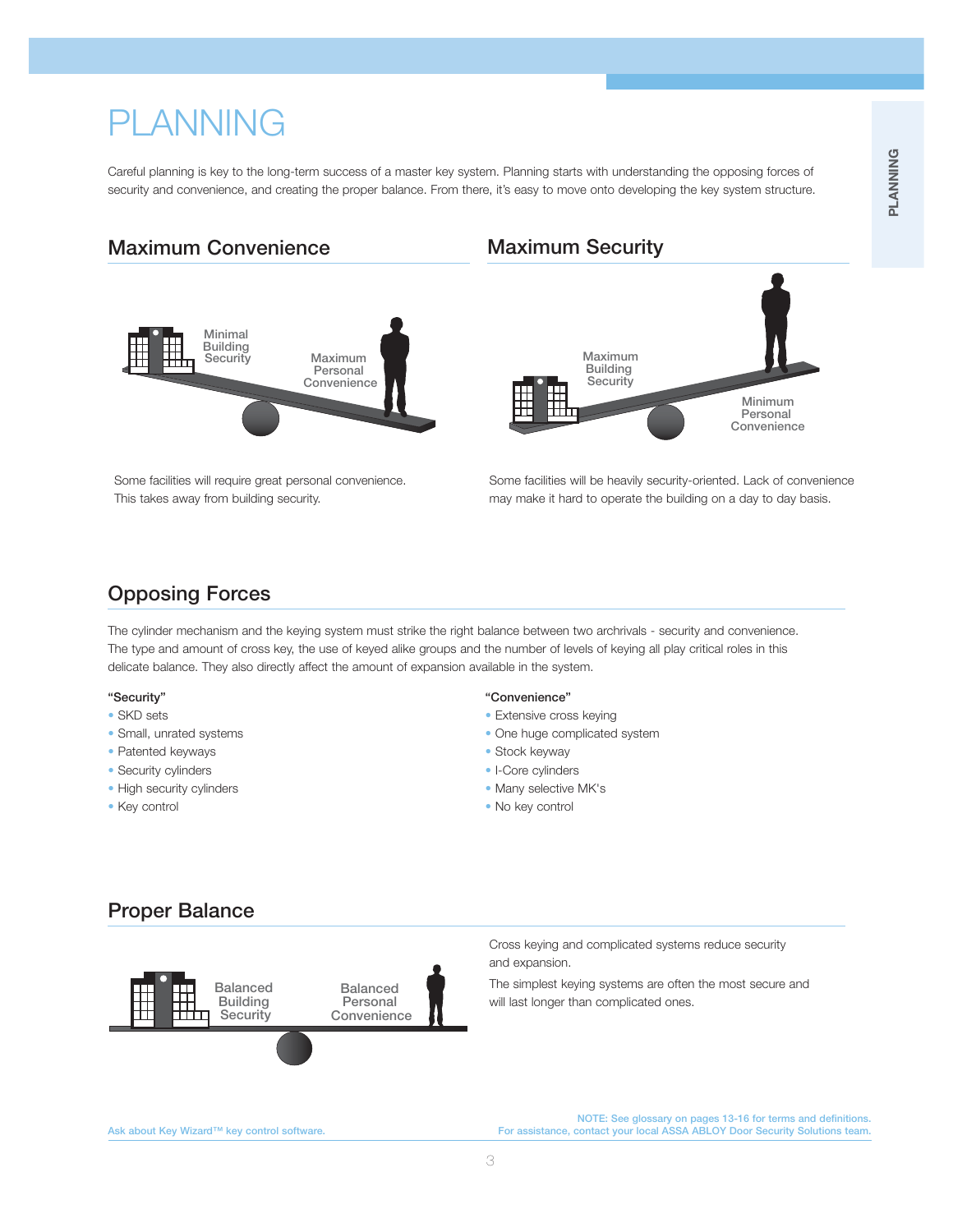# PLANNING

Careful planning is key to the long-term success of a master key system. Planning starts with understanding the opposing forces of security and convenience, and creating the proper balance. From there, it's easy to move onto developing the key system structure.

## Maximum Convenience

Minimal Building Security

Maximum Personal Convenience

Some facilities will require great personal convenience. This takes away from building security.

## Maximum Security

Maximum Building Security

Minimum Personal Convenience

Some facilities will be heavily security-oriented. Lack of convenience may make it hard to operate the building on a day to day basis.

## Opposing Forces

The cylinder mechanism and the keying system must strike the right balance between two archrivals - security and convenience. The type and amount of cross key, the use of keyed alike groups and the number of levels of keying all play critical roles in this delicate balance. They also directly affect the amount of expansion available in the system.

**"Security"**

- SKD sets
- Small, unrated systems
- Patented keyways
- Security cylinders
- High security cylinders
- Key control

**"Convenience"**

- Extensive cross keying
- One huge complicated system
- Stock keyway
- I-Core cylinders
- Many selective MK's
- No key control

## Proper Balance

Balanced Building Security

Balanced Personal Convenience

Cross keying and complicated systems reduce security and expansion.

The simplest keying systems are often the most secure and will last longer than complicated ones.

Ask about Key Wizard™ key control software.

NOTE: See glossary on pages 13-16 for terms and definitions.
For assistance, contact your local ASSA ABLOY Door Security Solutions team.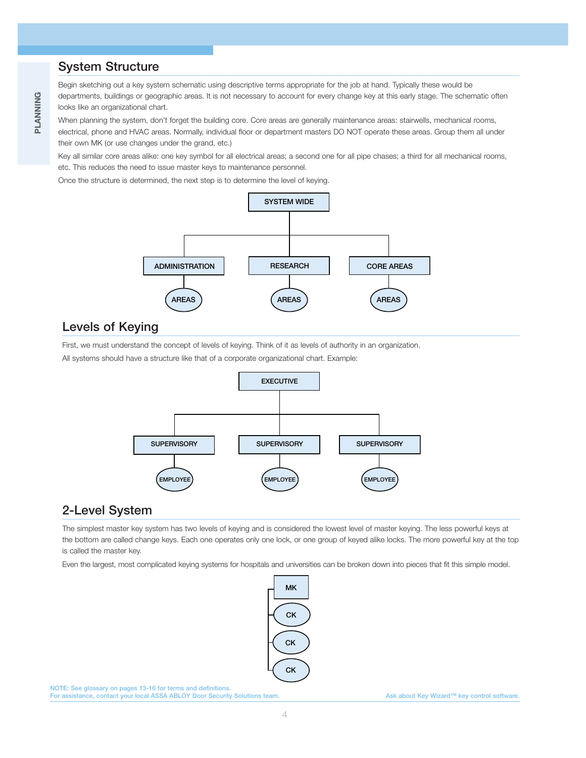## System Structure

Begin sketching out a key system schematic using descriptive terms appropriate for the job at hand. Typically these would be departments, buildings or geographic areas. It is not necessary to account for every change key at this early stage. The schematic often looks like an organizational chart.

When planning the system, don't forget the building core. Core areas are generally maintenance areas: stairwells, mechanical rooms, electrical, phone and HVAC areas. Normally, individual floor or department masters DO NOT operate these areas. Group them all under their own MK (or use changes under the grand, etc.)

Key all similar core areas alike: one key symbol for all electrical areas; a second one for all pipe chases; a third for all mechanical rooms, etc. This reduces the need to issue master keys to maintenance personnel.

Once the structure is determined, the next step is to determine the level of keying.

SYSTEM WIDE

ADMINISTRATION — AREAS
RESEARCH — AREAS
CORE AREAS — AREAS

## Levels of Keying

First, we must understand the concept of levels of keying. Think of it as levels of authority in an organization.

All systems should have a structure like that of a corporate organizational chart. Example:

EXECUTIVE

SUPERVISORY — EMPLOYEE
SUPERVISORY — EMPLOYEE
SUPERVISORY — EMPLOYEE

## 2-Level System

The simplest master key system has two levels of keying and is considered the lowest level of master keying. The less powerful keys at the bottom are called change keys. Each one operates only one lock, or one group of keyed alike locks. The more powerful key at the top is called the master key.

Even the largest, most complicated keying systems for hospitals and universities can be broken down into pieces that fit this simple model.

MK
- CK
- CK
- CK

NOTE: See glossary on pages 13-16 for terms and definitions.
For assistance, contact your local ASSA ABLOY Door Security Solutions team.

Ask about Key Wizard™ key control software.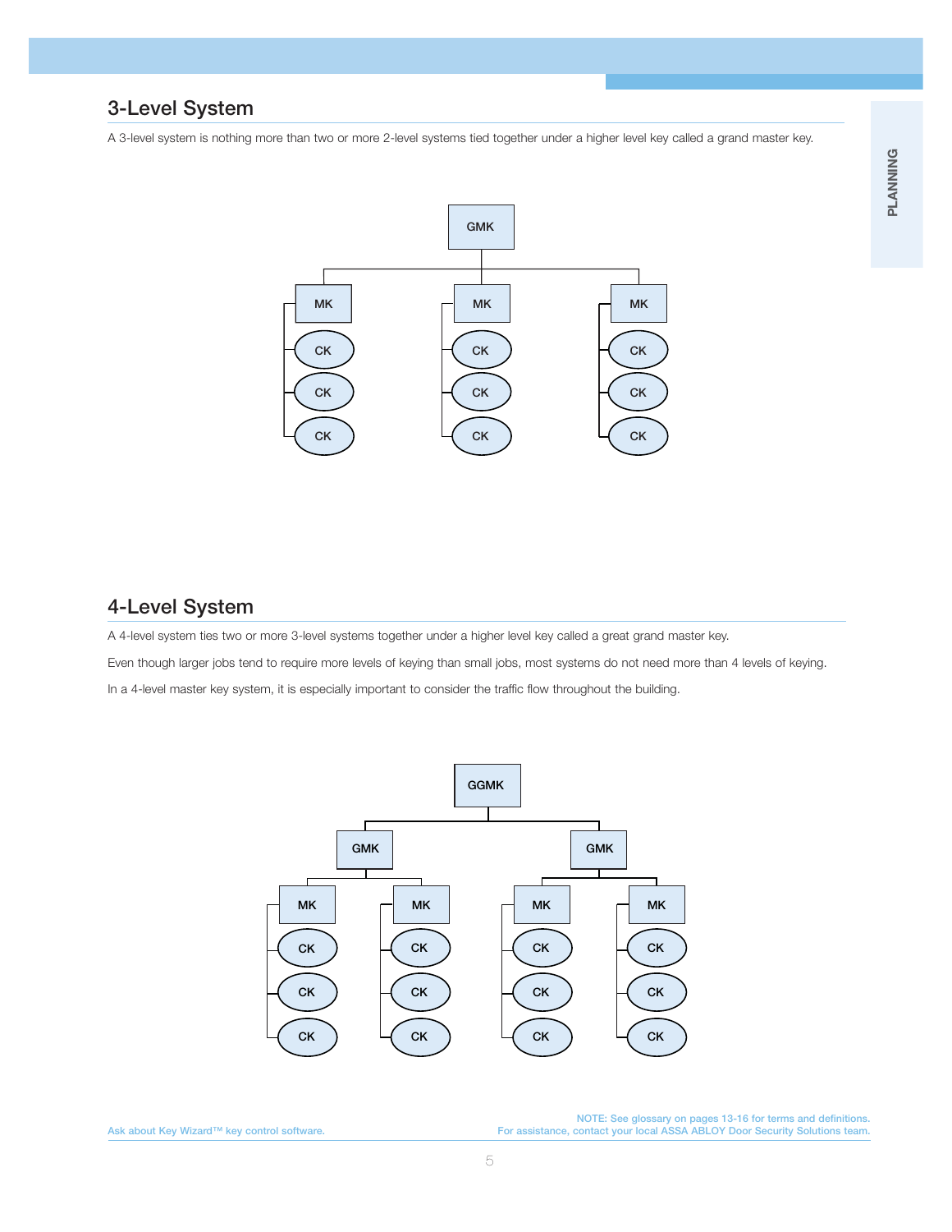## 3-Level System

A 3-level system is nothing more than two or more 2-level systems tied together under a higher level key called a grand master key.

GMK

MK MK MK

CK CK CK

CK CK CK

CK CK CK

## 4-Level System

A 4-level system ties two or more 3-level systems together under a higher level key called a great grand master key.

Even though larger jobs tend to require more levels of keying than small jobs, most systems do not need more than 4 levels of keying.

In a 4-level master key system, it is especially important to consider the traffic flow throughout the building.

GGMK

GMK GMK

MK MK MK MK

CK CK CK CK

CK CK CK CK

CK CK CK CK

Ask about Key Wizard™ key control software.

NOTE: See glossary on pages 13-16 for terms and definitions.
For assistance, contact your local ASSA ABLOY Door Security Solutions team.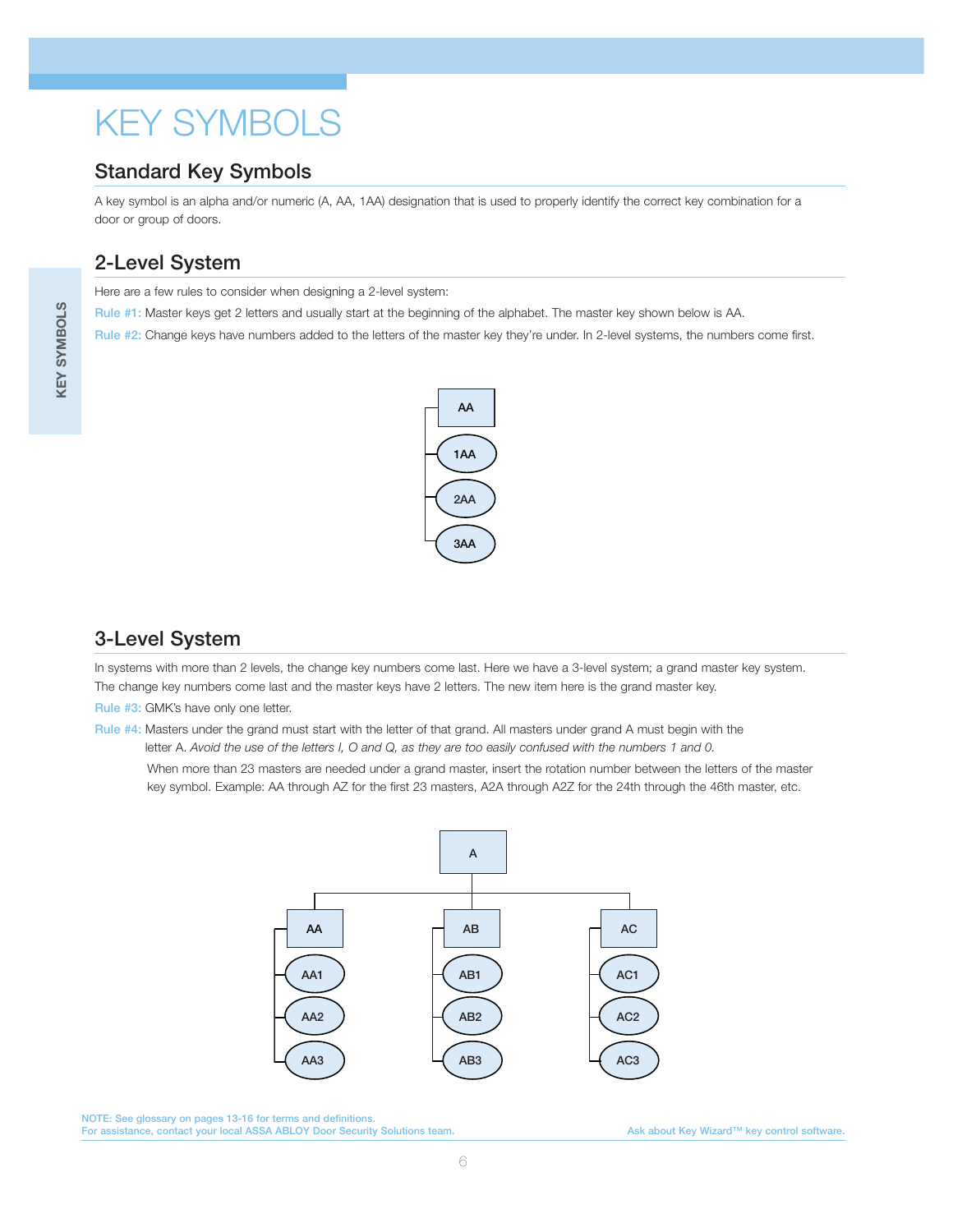# KEY SYMBOLS

## Standard Key Symbols

A key symbol is an alpha and/or numeric (A, AA, 1AA) designation that is used to properly identify the correct key combination for a door or group of doors.

## 2-Level System

Here are a few rules to consider when designing a 2-level system:

Rule #1: Master keys get 2 letters and usually start at the beginning of the alphabet. The master key shown below is AA.

Rule #2: Change keys have numbers added to the letters of the master key they're under. In 2-level systems, the numbers come first.

- AA
  - 1AA
  - 2AA
  - 3AA

## 3-Level System

In systems with more than 2 levels, the change key numbers come last. Here we have a 3-level system; a grand master key system. The change key numbers come last and the master keys have 2 letters. The new item here is the grand master key.

Rule #3: GMK's have only one letter.

Rule #4: Masters under the grand must start with the letter of that grand. All masters under grand A must begin with the letter A. *Avoid the use of the letters I, O and Q, as they are too easily confused with the numbers 1 and 0.*

When more than 23 masters are needed under a grand master, insert the rotation number between the letters of the master key symbol. Example: AA through AZ for the first 23 masters, A2A through A2Z for the 24th through the 46th master, etc.

- A
  - AA
    - AA1
    - AA2
    - AA3
  - AB
    - AB1
    - AB2
    - AB3
  - AC
    - AC1
    - AC2
    - AC3

NOTE: See glossary on pages 13-16 for terms and definitions.
For assistance, contact your local ASSA ABLOY Door Security Solutions team.

Ask about Key Wizard™ key control software.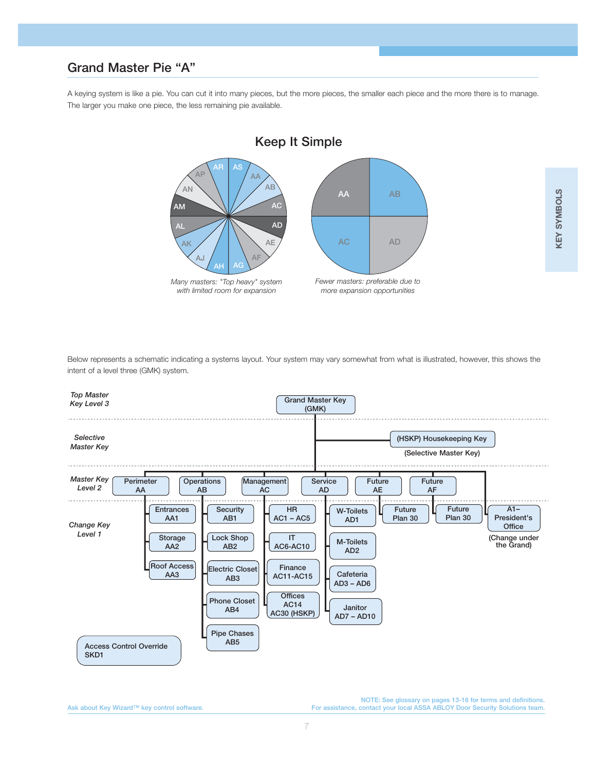## Grand Master Pie "A"

A keying system is like a pie. You can cut it into many pieces, but the more pieces, the smaller each piece and the more there is to manage. The larger you make one piece, the less remaining pie available.

### Keep It Simple

AR AS AA AB AC AD AE AF AG AH AJ AK AL AM AN AP

*Many masters: "Top heavy" system with limited room for expansion*

AA AB AC AD

*Fewer masters: preferable due to more expansion opportunities*

Below represents a schematic indicating a systems layout. Your system may vary somewhat from what is illustrated, however, this shows the intent of a level three (GMK) system.

***Top Master Key Level 3***

- Grand Master Key (GMK)

***Selective Master Key***

- (HSKP) Housekeeping Key (Selective Master Key)

***Master Key Level 2*** / ***Change Key Level 1***

- Perimeter AA
  - Entrances AA1
  - Storage AA2
  - Roof Access AA3
- Operations AB
  - Security AB1
  - Lock Shop AB2
  - Electric Closet AB3
  - Phone Closet AB4
  - Pipe Chases AB5
- Management AC
  - HR AC1 – AC5
  - IT AC6-AC10
  - Finance AC11-AC15
  - Offices AC14 AC30 (HSKP)
- Service AD
  - W-Toilets AD1
  - M-Toilets AD2
  - Cafeteria AD3 – AD6
  - Janitor AD7 – AD10
- Future AE
  - Future Plan 30
- Future AF
  - Future Plan 30
- A1– President's Office (Change under the Grand)

Access Control Override SKD1

Ask about Key Wizard™ key control software.

NOTE: See glossary on pages 13-16 for terms and definitions.
For assistance, contact your local ASSA ABLOY Door Security Solutions team.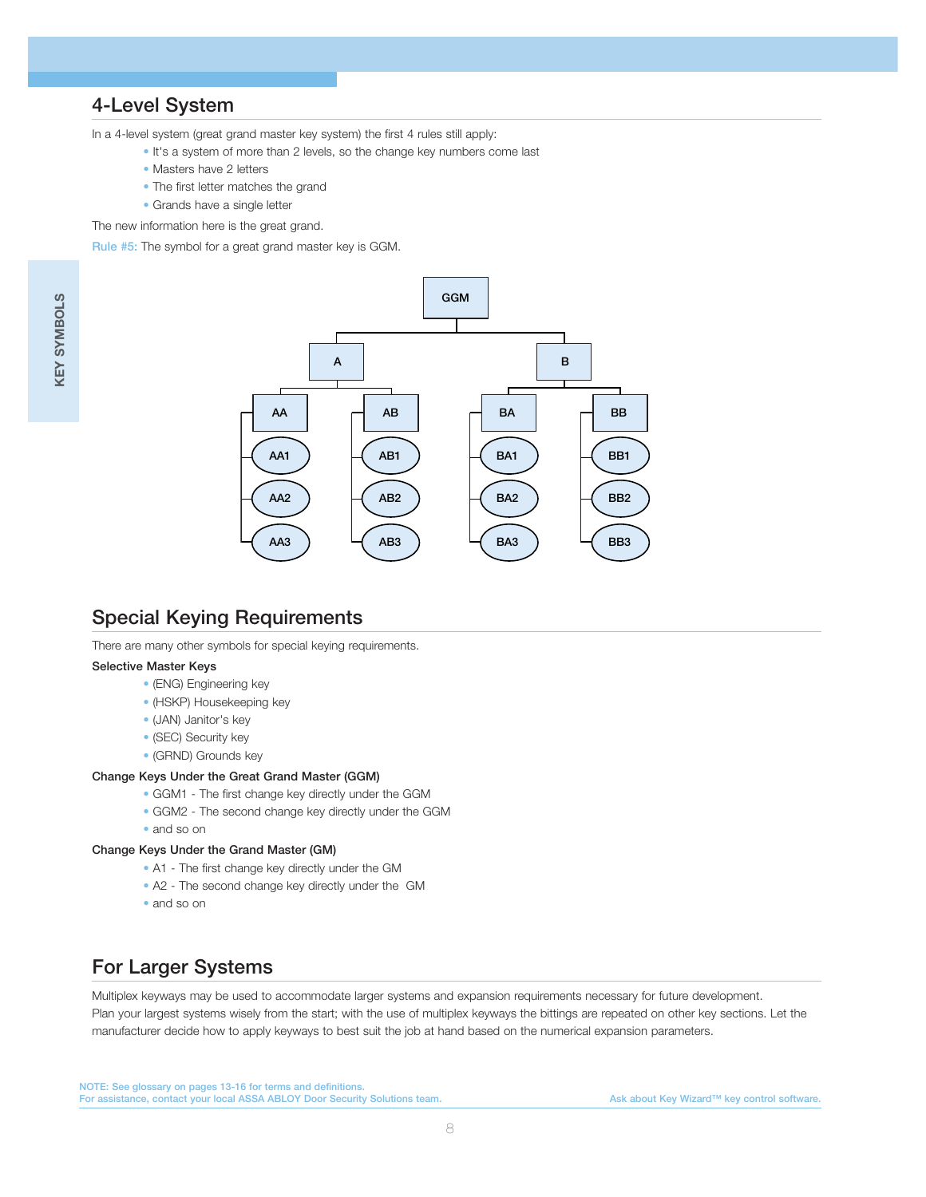## 4-Level System

In a 4-level system (great grand master key system) the first 4 rules still apply:

- It's a system of more than 2 levels, so the change key numbers come last
- Masters have 2 letters
- The first letter matches the grand
- Grands have a single letter

The new information here is the great grand.

Rule #5: The symbol for a great grand master key is GGM.

GGM

A | B

AA | AB | BA | BB

AA1 | AB1 | BA1 | BB1

AA2 | AB2 | BA2 | BB2

AA3 | AB3 | BA3 | BB3

## Special Keying Requirements

There are many other symbols for special keying requirements.

**Selective Master Keys**

- (ENG) Engineering key
- (HSKP) Housekeeping key
- (JAN) Janitor's key
- (SEC) Security key
- (GRND) Grounds key

**Change Keys Under the Great Grand Master (GGM)**

- GGM1 - The first change key directly under the GGM
- GGM2 - The second change key directly under the GGM
- and so on

**Change Keys Under the Grand Master (GM)**

- A1 - The first change key directly under the GM
- A2 - The second change key directly under the GM
- and so on

## For Larger Systems

Multiplex keyways may be used to accommodate larger systems and expansion requirements necessary for future development. Plan your largest systems wisely from the start; with the use of multiplex keyways the bittings are repeated on other key sections. Let the manufacturer decide how to apply keyways to best suit the job at hand based on the numerical expansion parameters.

NOTE: See glossary on pages 13-16 for terms and definitions.
For assistance, contact your local ASSA ABLOY Door Security Solutions team.

Ask about Key Wizard™ key control software.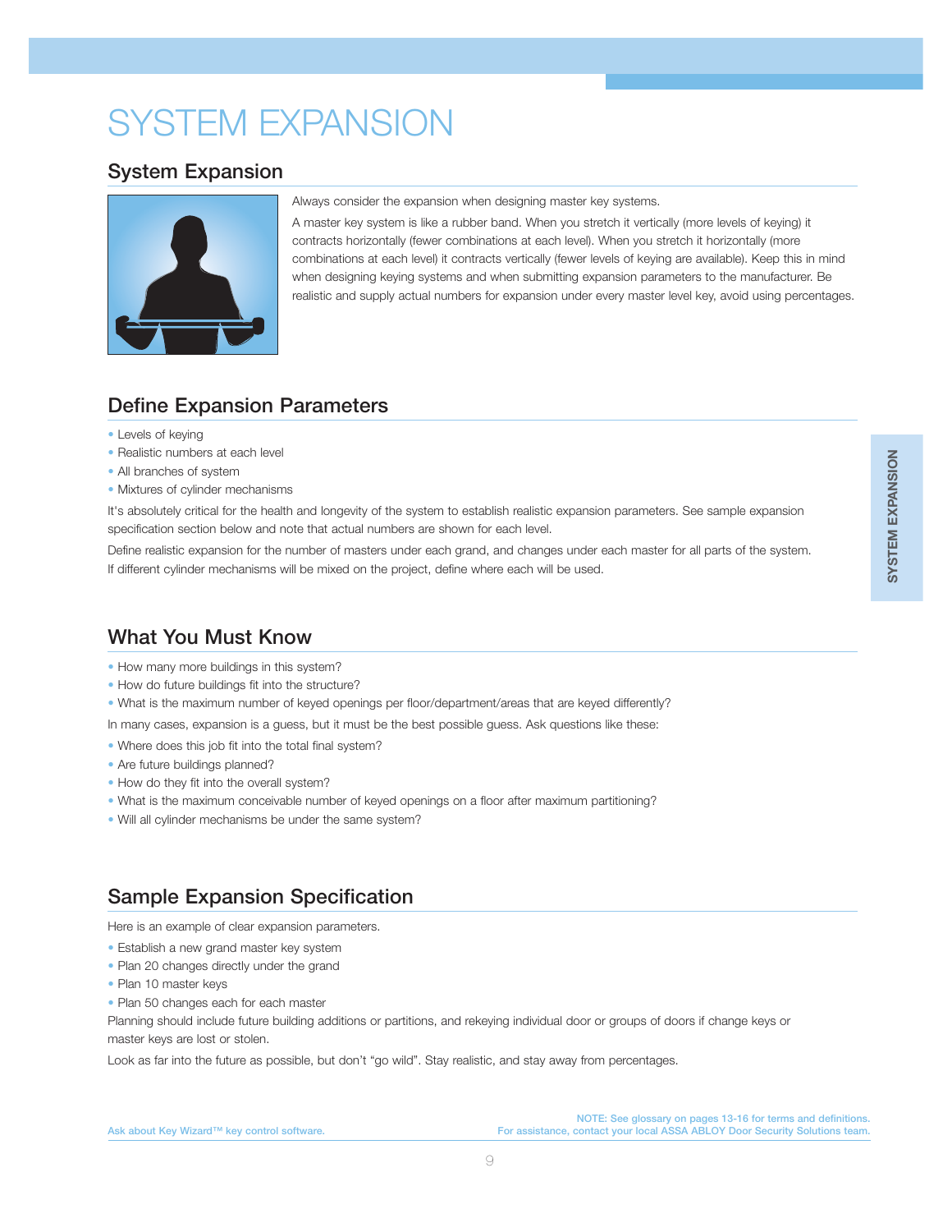# SYSTEM EXPANSION

## System Expansion

Always consider the expansion when designing master key systems.

A master key system is like a rubber band. When you stretch it vertically (more levels of keying) it contracts horizontally (fewer combinations at each level). When you stretch it horizontally (more combinations at each level) it contracts vertically (fewer levels of keying are available). Keep this in mind when designing keying systems and when submitting expansion parameters to the manufacturer. Be realistic and supply actual numbers for expansion under every master level key, avoid using percentages.

## Define Expansion Parameters

- Levels of keying
- Realistic numbers at each level
- All branches of system
- Mixtures of cylinder mechanisms

It's absolutely critical for the health and longevity of the system to establish realistic expansion parameters. See sample expansion specification section below and note that actual numbers are shown for each level.

Define realistic expansion for the number of masters under each grand, and changes under each master for all parts of the system. If different cylinder mechanisms will be mixed on the project, define where each will be used.

## What You Must Know

- How many more buildings in this system?
- How do future buildings fit into the structure?
- What is the maximum number of keyed openings per floor/department/areas that are keyed differently?

In many cases, expansion is a guess, but it must be the best possible guess. Ask questions like these:

- Where does this job fit into the total final system?
- Are future buildings planned?
- How do they fit into the overall system?
- What is the maximum conceivable number of keyed openings on a floor after maximum partitioning?
- Will all cylinder mechanisms be under the same system?

## Sample Expansion Specification

Here is an example of clear expansion parameters.

- Establish a new grand master key system
- Plan 20 changes directly under the grand
- Plan 10 master keys
- Plan 50 changes each for each master

Planning should include future building additions or partitions, and rekeying individual door or groups of doors if change keys or master keys are lost or stolen.

Look as far into the future as possible, but don't "go wild". Stay realistic, and stay away from percentages.

Ask about Key Wizard™ key control software.

NOTE: See glossary on pages 13-16 for terms and definitions.
For assistance, contact your local ASSA ABLOY Door Security Solutions team.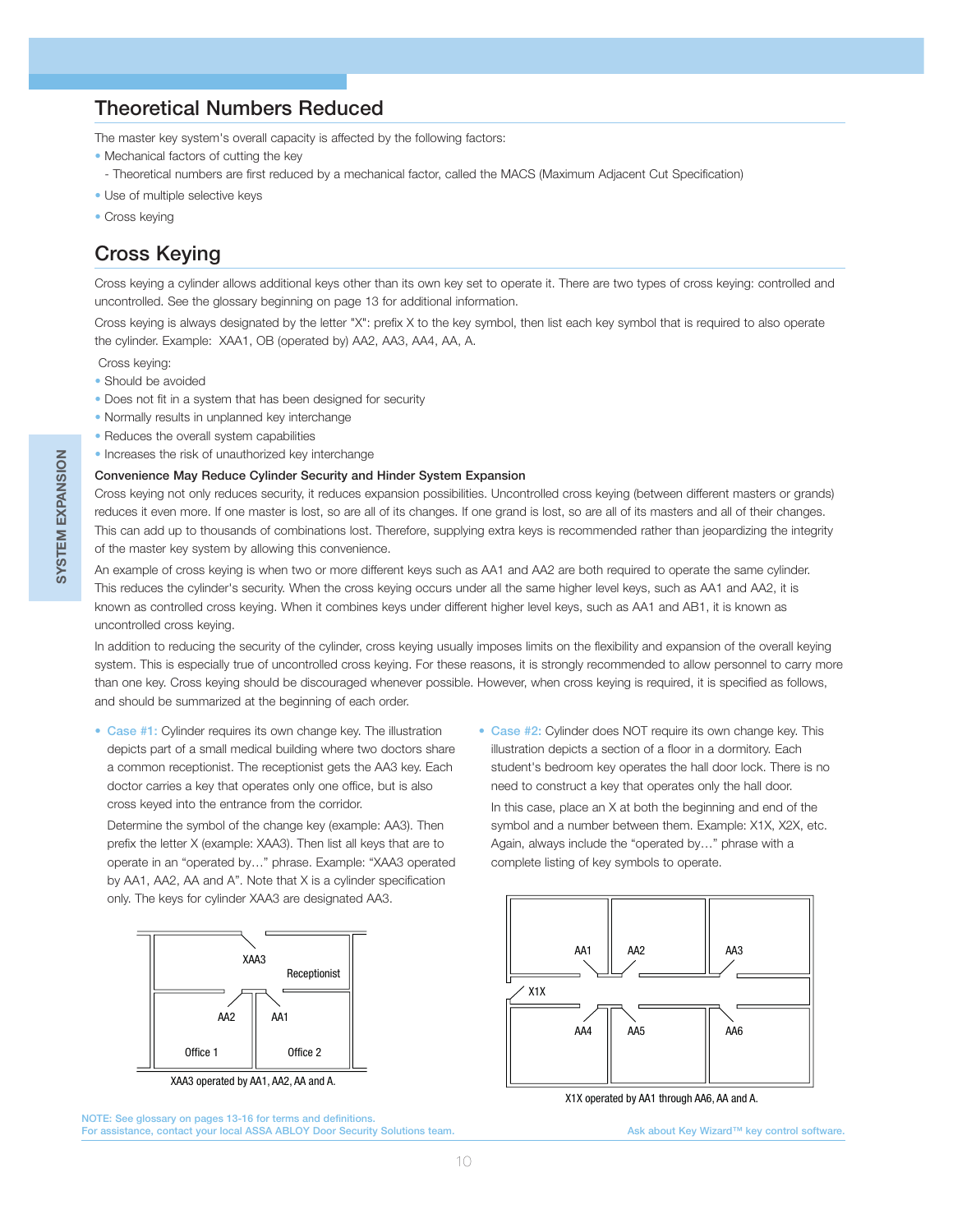## Theoretical Numbers Reduced

The master key system's overall capacity is affected by the following factors:

- Mechanical factors of cutting the key
  - Theoretical numbers are first reduced by a mechanical factor, called the MACS (Maximum Adjacent Cut Specification)
- Use of multiple selective keys
- Cross keying

## Cross Keying

Cross keying a cylinder allows additional keys other than its own key set to operate it. There are two types of cross keying: controlled and uncontrolled. See the glossary beginning on page 13 for additional information.

Cross keying is always designated by the letter "X": prefix X to the key symbol, then list each key symbol that is required to also operate the cylinder. Example: XAA1, OB (operated by) AA2, AA3, AA4, AA, A.

Cross keying:

- Should be avoided
- Does not fit in a system that has been designed for security
- Normally results in unplanned key interchange
- Reduces the overall system capabilities
- Increases the risk of unauthorized key interchange

**Convenience May Reduce Cylinder Security and Hinder System Expansion**

Cross keying not only reduces security, it reduces expansion possibilities. Uncontrolled cross keying (between different masters or grands) reduces it even more. If one master is lost, so are all of its changes. If one grand is lost, so are all of its masters and all of their changes. This can add up to thousands of combinations lost. Therefore, supplying extra keys is recommended rather than jeopardizing the integrity of the master key system by allowing this convenience.

An example of cross keying is when two or more different keys such as AA1 and AA2 are both required to operate the same cylinder. This reduces the cylinder's security. When the cross keying occurs under all the same higher level keys, such as AA1 and AA2, it is known as controlled cross keying. When it combines keys under different higher level keys, such as AA1 and AB1, it is known as uncontrolled cross keying.

In addition to reducing the security of the cylinder, cross keying usually imposes limits on the flexibility and expansion of the overall keying system. This is especially true of uncontrolled cross keying. For these reasons, it is strongly recommended to allow personnel to carry more than one key. Cross keying should be discouraged whenever possible. However, when cross keying is required, it is specified as follows, and should be summarized at the beginning of each order.

- **Case #1:** Cylinder requires its own change key. The illustration depicts part of a small medical building where two doctors share a common receptionist. The receptionist gets the AA3 key. Each doctor carries a key that operates only one office, but is also cross keyed into the entrance from the corridor.

  Determine the symbol of the change key (example: AA3). Then prefix the letter X (example: XAA3). Then list all keys that are to operate in an "operated by…" phrase. Example: "XAA3 operated by AA1, AA2, AA and A". Note that X is a cylinder specification only. The keys for cylinder XAA3 are designated AA3.

XAA3 | Receptionist | AA2 | AA1 | Office 1 | Office 2

XAA3 operated by AA1, AA2, AA and A.

- **Case #2:** Cylinder does NOT require its own change key. This illustration depicts a section of a floor in a dormitory. Each student's bedroom key operates the hall door lock. There is no need to construct a key that operates only the hall door.

  In this case, place an X at both the beginning and end of the symbol and a number between them. Example: X1X, X2X, etc. Again, always include the "operated by…" phrase with a complete listing of key symbols to operate.

AA1 | AA2 | AA3 | X1X | AA4 | AA5 | AA6

X1X operated by AA1 through AA6, AA and A.

NOTE: See glossary on pages 13-16 for terms and definitions.
For assistance, contact your local ASSA ABLOY Door Security Solutions team.

Ask about Key Wizard™ key control software.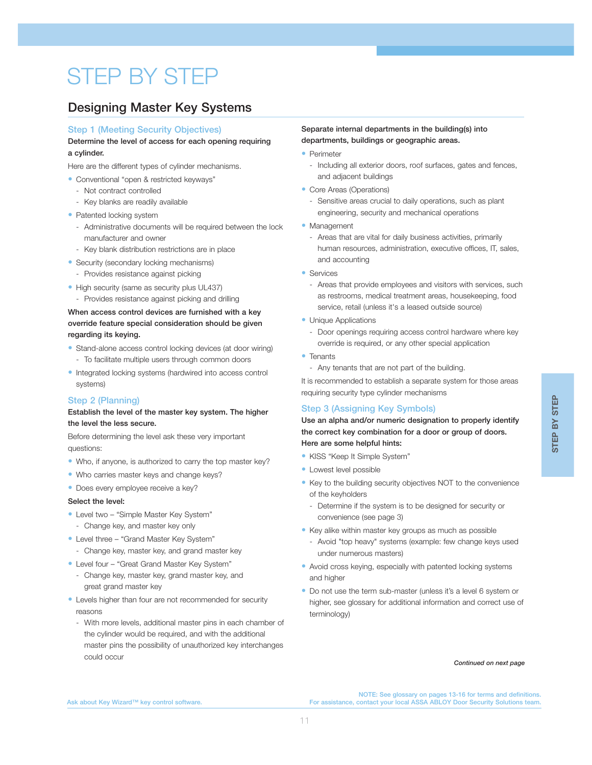# STEP BY STEP

## Designing Master Key Systems

### Step 1 (Meeting Security Objectives)

**Determine the level of access for each opening requiring a cylinder.**

Here are the different types of cylinder mechanisms.

- Conventional "open & restricted keyways"
  - Not contract controlled
  - Key blanks are readily available
- Patented locking system
  - Administrative documents will be required between the lock manufacturer and owner
  - Key blank distribution restrictions are in place
- Security (secondary locking mechanisms)
  - Provides resistance against picking
- High security (same as security plus UL437)
  - Provides resistance against picking and drilling

**When access control devices are furnished with a key override feature special consideration should be given regarding its keying.**

- Stand-alone access control locking devices (at door wiring)
  - To facilitate multiple users through common doors
- Integrated locking systems (hardwired into access control systems)

### Step 2 (Planning)

**Establish the level of the master key system. The higher the level the less secure.**

Before determining the level ask these very important questions:

- Who, if anyone, is authorized to carry the top master key?
- Who carries master keys and change keys?
- Does every employee receive a key?

**Select the level:**

- Level two – "Simple Master Key System"
  - Change key, and master key only
- Level three – "Grand Master Key System"
  - Change key, master key, and grand master key
- Level four – "Great Grand Master Key System"
  - Change key, master key, grand master key, and great grand master key
- Levels higher than four are not recommended for security reasons
  - With more levels, additional master pins in each chamber of the cylinder would be required, and with the additional master pins the possibility of unauthorized key interchanges could occur

**Separate internal departments in the building(s) into departments, buildings or geographic areas.**

- Perimeter
  - Including all exterior doors, roof surfaces, gates and fences, and adjacent buildings
- Core Areas (Operations)
  - Sensitive areas crucial to daily operations, such as plant engineering, security and mechanical operations
- Management
  - Areas that are vital for daily business activities, primarily human resources, administration, executive offices, IT, sales, and accounting
- Services
  - Areas that provide employees and visitors with services, such as restrooms, medical treatment areas, housekeeping, food service, retail (unless it's a leased outside source)
- Unique Applications
  - Door openings requiring access control hardware where key override is required, or any other special application
- Tenants
  - Any tenants that are not part of the building.

It is recommended to establish a separate system for those areas requiring security type cylinder mechanisms

### Step 3 (Assigning Key Symbols)

**Use an alpha and/or numeric designation to properly identify the correct key combination for a door or group of doors. Here are some helpful hints:**

- KISS "Keep It Simple System"
- Lowest level possible
- Key to the building security objectives NOT to the convenience of the keyholders
  - Determine if the system is to be designed for security or convenience (see page 3)
- Key alike within master key groups as much as possible
  - Avoid "top heavy" systems (example: few change keys used under numerous masters)
- Avoid cross keying, especially with patented locking systems and higher
- Do not use the term sub-master (unless it's a level 6 system or higher, see glossary for additional information and correct use of terminology)

*Continued on next page*

Ask about Key Wizard™ key control software.

NOTE: See glossary on pages 13-16 for terms and definitions.
For assistance, contact your local ASSA ABLOY Door Security Solutions team.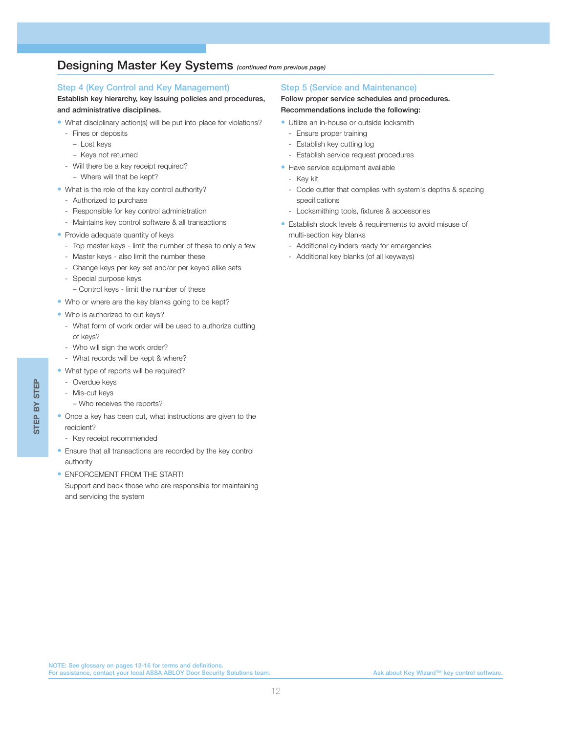# Designing Master Key Systems *(continued from previous page)*

## Step 4 (Key Control and Key Management)

**Establish key hierarchy, key issuing policies and procedures, and administrative disciplines.**

- What disciplinary action(s) will be put into place for violations?
  - Fines or deposits
    - Lost keys
    - Keys not returned
  - Will there be a key receipt required?
    - Where will that be kept?
- What is the role of the key control authority?
  - Authorized to purchase
  - Responsible for key control administration
  - Maintains key control software & all transactions
- Provide adequate quantity of keys
  - Top master keys - limit the number of these to only a few
  - Master keys - also limit the number these
  - Change keys per key set and/or per keyed alike sets
  - Special purpose keys
    - Control keys - limit the number of these
- Who or where are the key blanks going to be kept?
- Who is authorized to cut keys?
  - What form of work order will be used to authorize cutting of keys?
  - Who will sign the work order?
  - What records will be kept & where?
- What type of reports will be required?
  - Overdue keys
  - Mis-cut keys
    - Who receives the reports?
- Once a key has been cut, what instructions are given to the recipient?
  - Key receipt recommended
- Ensure that all transactions are recorded by the key control authority
- ENFORCEMENT FROM THE START!
  Support and back those who are responsible for maintaining and servicing the system

## Step 5 (Service and Maintenance)

**Follow proper service schedules and procedures. Recommendations include the following:**

- Utilize an in-house or outside locksmith
  - Ensure proper training
  - Establish key cutting log
  - Establish service request procedures
- Have service equipment available
  - Key kit
  - Code cutter that complies with system's depths & spacing specifications
  - Locksmithing tools, fixtures & accessories
- Establish stock levels & requirements to avoid misuse of multi-section key blanks
  - Additional cylinders ready for emergencies
  - Additional key blanks (of all keyways)

NOTE: See glossary on pages 13-16 for terms and definitions.
For assistance, contact your local ASSA ABLOY Door Security Solutions team.

Ask about Key Wizard™ key control software.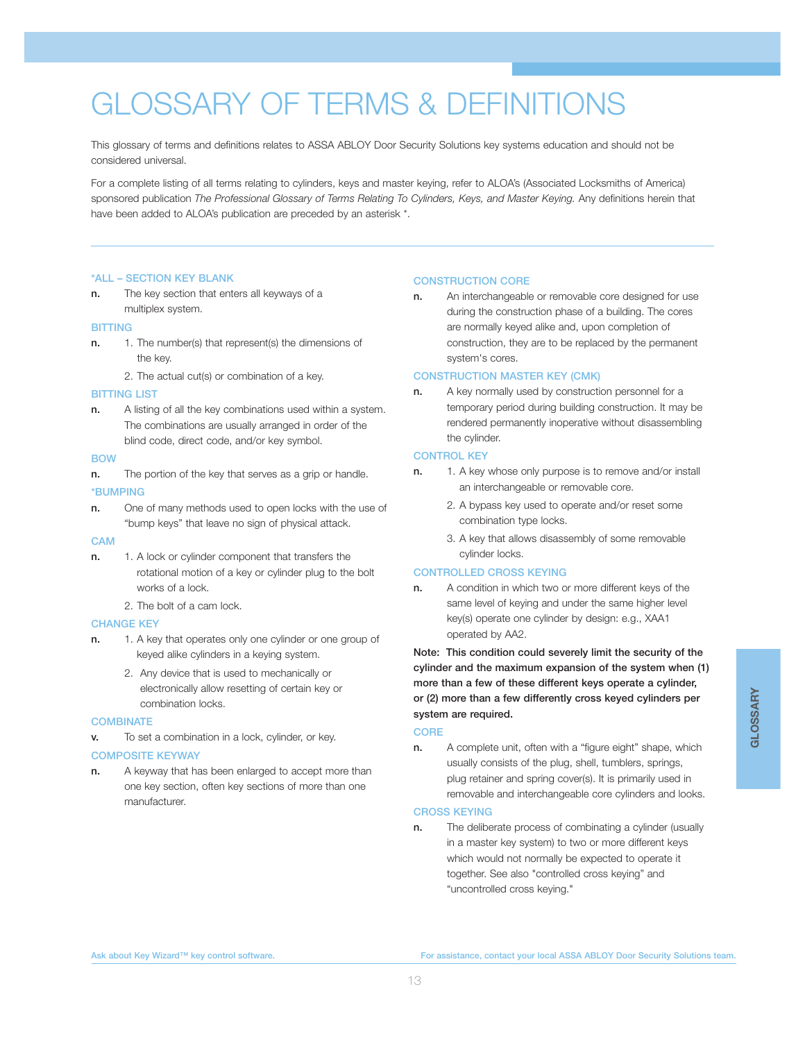# GLOSSARY OF TERMS & DEFINITIONS

This glossary of terms and definitions relates to ASSA ABLOY Door Security Solutions key systems education and should not be considered universal.

For a complete listing of all terms relating to cylinders, keys and master keying, refer to ALOA's (Associated Locksmiths of America) sponsored publication *The Professional Glossary of Terms Relating To Cylinders, Keys, and Master Keying.* Any definitions herein that have been added to ALOA's publication are preceded by an asterisk *.

---

### *ALL – SECTION KEY BLANK

**n.** The key section that enters all keyways of a multiplex system.

### BITTING

**n.** 1. The number(s) that represent(s) the dimensions of the key.

2. The actual cut(s) or combination of a key.

### BITTING LIST

**n.** A listing of all the key combinations used within a system. The combinations are usually arranged in order of the blind code, direct code, and/or key symbol.

### BOW

**n.** The portion of the key that serves as a grip or handle.

### *BUMPING

**n.** One of many methods used to open locks with the use of "bump keys" that leave no sign of physical attack.

### CAM

**n.** 1. A lock or cylinder component that transfers the rotational motion of a key or cylinder plug to the bolt works of a lock.

2. The bolt of a cam lock.

### CHANGE KEY

**n.** 1. A key that operates only one cylinder or one group of keyed alike cylinders in a keying system.

2. Any device that is used to mechanically or electronically allow resetting of certain key or combination locks.

### COMBINATE

**v.** To set a combination in a lock, cylinder, or key.

### COMPOSITE KEYWAY

**n.** A keyway that has been enlarged to accept more than one key section, often key sections of more than one manufacturer.

### CONSTRUCTION CORE

**n.** An interchangeable or removable core designed for use during the construction phase of a building. The cores are normally keyed alike and, upon completion of construction, they are to be replaced by the permanent system's cores.

### CONSTRUCTION MASTER KEY (CMK)

**n.** A key normally used by construction personnel for a temporary period during building construction. It may be rendered permanently inoperative without disassembling the cylinder.

### CONTROL KEY

**n.** 1. A key whose only purpose is to remove and/or install an interchangeable or removable core.

2. A bypass key used to operate and/or reset some combination type locks.

3. A key that allows disassembly of some removable cylinder locks.

### CONTROLLED CROSS KEYING

**n.** A condition in which two or more different keys of the same level of keying and under the same higher level key(s) operate one cylinder by design: e.g., XAA1 operated by AA2.

**Note: This condition could severely limit the security of the cylinder and the maximum expansion of the system when (1) more than a few of these different keys operate a cylinder, or (2) more than a few differently cross keyed cylinders per system are required.**

### CORE

**n.** A complete unit, often with a "figure eight" shape, which usually consists of the plug, shell, tumblers, springs, plug retainer and spring cover(s). It is primarily used in removable and interchangeable core cylinders and looks.

### CROSS KEYING

**n.** The deliberate process of combinating a cylinder (usually in a master key system) to two or more different keys which would not normally be expected to operate it together. See also "controlled cross keying" and "uncontrolled cross keying."

Ask about Key Wizard™ key control software.

For assistance, contact your local ASSA ABLOY Door Security Solutions team.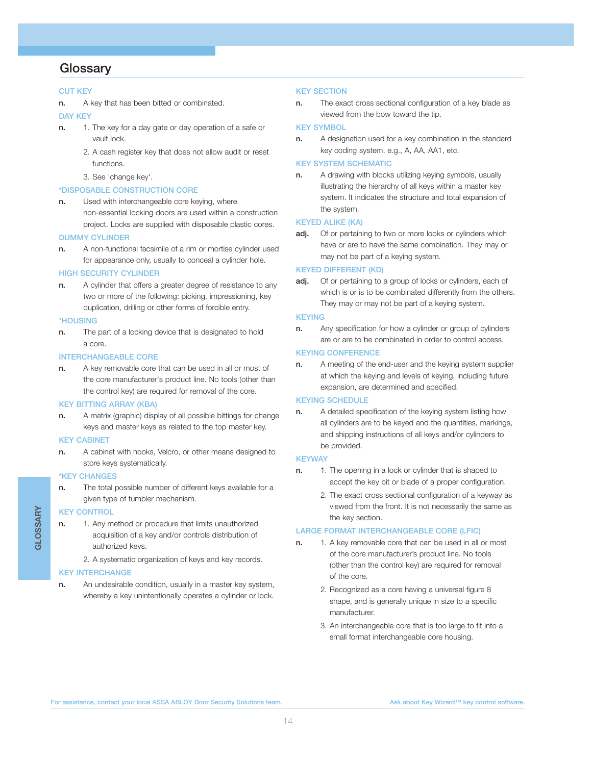# Glossary

### CUT KEY

**n.** A key that has been bitted or combinated.

### DAY KEY

**n.**
1. The key for a day gate or day operation of a safe or vault lock.
2. A cash register key that does not allow audit or reset functions.
3. See 'change key'.

### *DISPOSABLE CONSTRUCTION CORE

**n.** Used with interchangeable core keying, where non-essential locking doors are used within a construction project. Locks are supplied with disposable plastic cores.

### DUMMY CYLINDER

**n.** A non-functional facsimile of a rim or mortise cylinder used for appearance only, usually to conceal a cylinder hole.

### HIGH SECURITY CYLINDER

**n.** A cylinder that offers a greater degree of resistance to any two or more of the following: picking, impressioning, key duplication, drilling or other forms of forcible entry.

### *HOUSING

**n.** The part of a locking device that is designated to hold a core.

### INTERCHANGEABLE CORE

**n.** A key removable core that can be used in all or most of the core manufacturer's product line. No tools (other than the control key) are required for removal of the core.

### KEY BITTING ARRAY (KBA)

**n.** A matrix (graphic) display of all possible bittings for change keys and master keys as related to the top master key.

### KEY CABINET

**n.** A cabinet with hooks, Velcro, or other means designed to store keys systematically.

### *KEY CHANGES

**n.** The total possible number of different keys available for a given type of tumbler mechanism.

### KEY CONTROL

**n.**
1. Any method or procedure that limits unauthorized acquisition of a key and/or controls distribution of authorized keys.
2. A systematic organization of keys and key records.

### KEY INTERCHANGE

**n.** An undesirable condition, usually in a master key system, whereby a key unintentionally operates a cylinder or lock.

### KEY SECTION

**n.** The exact cross sectional configuration of a key blade as viewed from the bow toward the tip.

### KEY SYMBOL

**n.** A designation used for a key combination in the standard key coding system, e.g., A, AA, AA1, etc.

### KEY SYSTEM SCHEMATIC

**n.** A drawing with blocks utilizing keying symbols, usually illustrating the hierarchy of all keys within a master key system. It indicates the structure and total expansion of the system.

### KEYED ALIKE (KA)

**adj.** Of or pertaining to two or more looks or cylinders which have or are to have the same combination. They may or may not be part of a keying system.

### KEYED DIFFERENT (KD)

**adj.** Of or pertaining to a group of locks or cylinders, each of which is or is to be combinated differently from the others. They may or may not be part of a keying system.

### KEYING

**n.** Any specification for how a cylinder or group of cylinders are or are to be combinated in order to control access.

### KEYING CONFERENCE

**n.** A meeting of the end-user and the keying system supplier at which the keying and levels of keying, including future expansion, are determined and specified.

### KEYING SCHEDULE

**n.** A detailed specification of the keying system listing how all cylinders are to be keyed and the quantities, markings, and shipping instructions of all keys and/or cylinders to be provided.

### KEYWAY

**n.**
1. The opening in a lock or cylinder that is shaped to accept the key bit or blade of a proper configuration.
2. The exact cross sectional configuration of a keyway as viewed from the front. It is not necessarily the same as the key section.

### LARGE FORMAT INTERCHANGEABLE CORE (LFIC)

**n.**
1. A key removable core that can be used in all or most of the core manufacturer's product line. No tools (other than the control key) are required for removal of the core.
2. Recognized as a core having a universal figure 8 shape, and is generally unique in size to a specific manufacturer.
3. An interchangeable core that is too large to fit into a small format interchangeable core housing.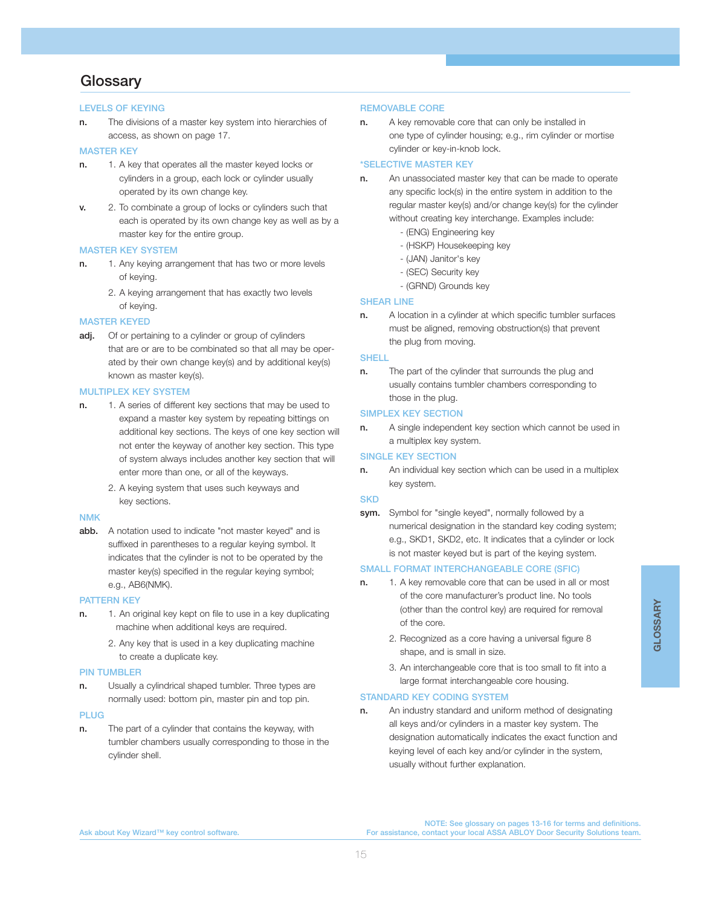# Glossary

### LEVELS OF KEYING

**n.** The divisions of a master key system into hierarchies of access, as shown on page 17.

### MASTER KEY

**n.** 1. A key that operates all the master keyed locks or cylinders in a group, each lock or cylinder usually operated by its own change key.

**v.** 2. To combinate a group of locks or cylinders such that each is operated by its own change key as well as by a master key for the entire group.

### MASTER KEY SYSTEM

**n.** 1. Any keying arrangement that has two or more levels of keying.

2. A keying arrangement that has exactly two levels of keying.

### MASTER KEYED

**adj.** Of or pertaining to a cylinder or group of cylinders that are or are to be combinated so that all may be operated by their own change key(s) and by additional key(s) known as master key(s).

### MULTIPLEX KEY SYSTEM

**n.** 1. A series of different key sections that may be used to expand a master key system by repeating bittings on additional key sections. The keys of one key section will not enter the keyway of another key section. This type of system always includes another key section that will enter more than one, or all of the keyways.

2. A keying system that uses such keyways and key sections.

### NMK

**abb.** A notation used to indicate "not master keyed" and is suffixed in parentheses to a regular keying symbol. It indicates that the cylinder is not to be operated by the master key(s) specified in the regular keying symbol; e.g., AB6(NMK).

### PATTERN KEY

**n.** 1. An original key kept on file to use in a key duplicating machine when additional keys are required.

2. Any key that is used in a key duplicating machine to create a duplicate key.

### PIN TUMBLER

**n.** Usually a cylindrical shaped tumbler. Three types are normally used: bottom pin, master pin and top pin.

### PLUG

**n.** The part of a cylinder that contains the keyway, with tumbler chambers usually corresponding to those in the cylinder shell.

### REMOVABLE CORE

**n.** A key removable core that can only be installed in one type of cylinder housing; e.g., rim cylinder or mortise cylinder or key-in-knob lock.

### *SELECTIVE MASTER KEY

**n.** An unassociated master key that can be made to operate any specific lock(s) in the entire system in addition to the regular master key(s) and/or change key(s) for the cylinder without creating key interchange. Examples include:

- (ENG) Engineering key
- (HSKP) Housekeeping key
- (JAN) Janitor's key
- (SEC) Security key
- (GRND) Grounds key

### SHEAR LINE

**n.** A location in a cylinder at which specific tumbler surfaces must be aligned, removing obstruction(s) that prevent the plug from moving.

### SHELL

**n.** The part of the cylinder that surrounds the plug and usually contains tumbler chambers corresponding to those in the plug.

### SIMPLEX KEY SECTION

**n.** A single independent key section which cannot be used in a multiplex key system.

### SINGLE KEY SECTION

**n.** An individual key section which can be used in a multiplex key system.

### SKD

**sym.** Symbol for "single keyed", normally followed by a numerical designation in the standard key coding system; e.g., SKD1, SKD2, etc. It indicates that a cylinder or lock is not master keyed but is part of the keying system.

### SMALL FORMAT INTERCHANGEABLE CORE (SFIC)

**n.** 1. A key removable core that can be used in all or most of the core manufacturer's product line. No tools (other than the control key) are required for removal of the core.

2. Recognized as a core having a universal figure 8 shape, and is small in size.

3. An interchangeable core that is too small to fit into a large format interchangeable core housing.

### STANDARD KEY CODING SYSTEM

**n.** An industry standard and uniform method of designating all keys and/or cylinders in a master key system. The designation automatically indicates the exact function and keying level of each key and/or cylinder in the system, usually without further explanation.

Ask about Key Wizard™ key control software.

NOTE: See glossary on pages 13-16 for terms and definitions.
For assistance, contact your local ASSA ABLOY Door Security Solutions team.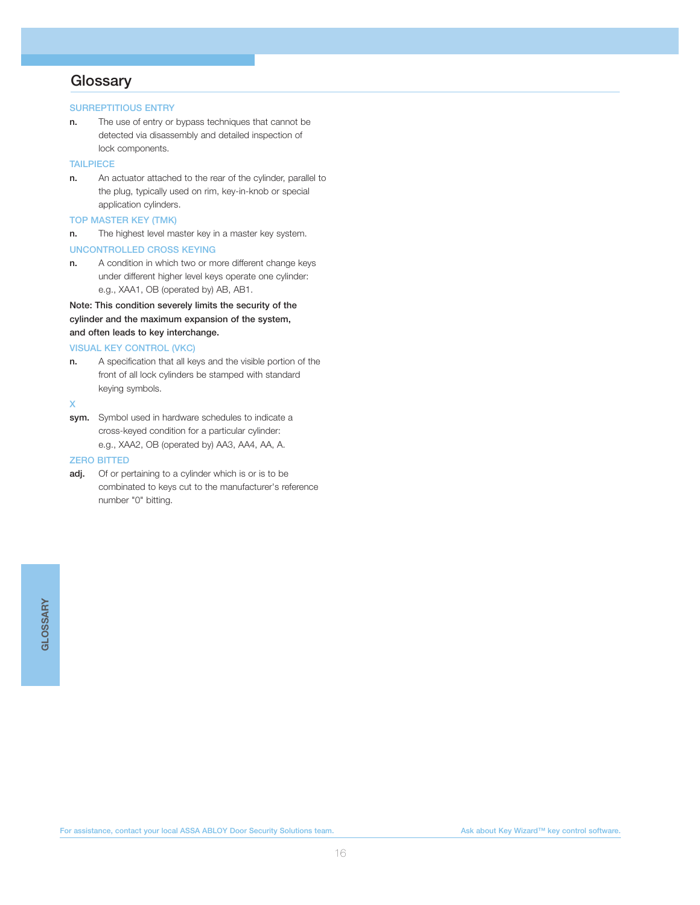## Glossary

### SURREPTITIOUS ENTRY

**n.** The use of entry or bypass techniques that cannot be detected via disassembly and detailed inspection of lock components.

### TAILPIECE

**n.** An actuator attached to the rear of the cylinder, parallel to the plug, typically used on rim, key-in-knob or special application cylinders.

### TOP MASTER KEY (TMK)

**n.** The highest level master key in a master key system.

### UNCONTROLLED CROSS KEYING

**n.** A condition in which two or more different change keys under different higher level keys operate one cylinder: e.g., XAA1, OB (operated by) AB, AB1.

**Note: This condition severely limits the security of the cylinder and the maximum expansion of the system, and often leads to key interchange.**

### VISUAL KEY CONTROL (VKC)

**n.** A specification that all keys and the visible portion of the front of all lock cylinders be stamped with standard keying symbols.

### X

**sym.** Symbol used in hardware schedules to indicate a cross-keyed condition for a particular cylinder: e.g., XAA2, OB (operated by) AA3, AA4, AA, A.

### ZERO BITTED

**adj.** Of or pertaining to a cylinder which is or is to be combinated to keys cut to the manufacturer's reference number "0" bitting.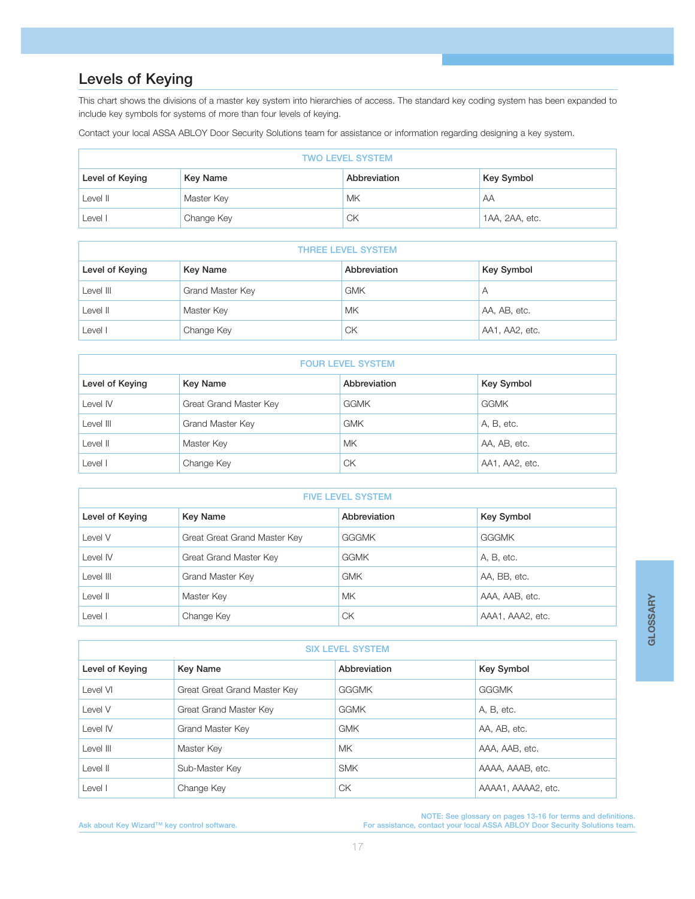## Levels of Keying

This chart shows the divisions of a master key system into hierarchies of access. The standard key coding system has been expanded to include key symbols for systems of more than four levels of keying.

Contact your local ASSA ABLOY Door Security Solutions team for assistance or information regarding designing a key system.

| TWO LEVEL SYSTEM | | | |
|---|---|---|---|
| **Level of Keying** | **Key Name** | **Abbreviation** | **Key Symbol** |
| Level II | Master Key | MK | AA |
| Level I | Change Key | CK | 1AA, 2AA, etc. |

| THREE LEVEL SYSTEM | | | |
|---|---|---|---|
| **Level of Keying** | **Key Name** | **Abbreviation** | **Key Symbol** |
| Level III | Grand Master Key | GMK | A |
| Level II | Master Key | MK | AA, AB, etc. |
| Level I | Change Key | CK | AA1, AA2, etc. |

| FOUR LEVEL SYSTEM | | | |
|---|---|---|---|
| **Level of Keying** | **Key Name** | **Abbreviation** | **Key Symbol** |
| Level IV | Great Grand Master Key | GGMK | GGMK |
| Level III | Grand Master Key | GMK | A, B, etc. |
| Level II | Master Key | MK | AA, AB, etc. |
| Level I | Change Key | CK | AA1, AA2, etc. |

| FIVE LEVEL SYSTEM | | | |
|---|---|---|---|
| **Level of Keying** | **Key Name** | **Abbreviation** | **Key Symbol** |
| Level V | Great Great Grand Master Key | GGGMK | GGGMK |
| Level IV | Great Grand Master Key | GGMK | A, B, etc. |
| Level III | Grand Master Key | GMK | AA, BB, etc. |
| Level II | Master Key | MK | AAA, AAB, etc. |
| Level I | Change Key | CK | AAA1, AAA2, etc. |

| SIX LEVEL SYSTEM | | | |
|---|---|---|---|
| **Level of Keying** | **Key Name** | **Abbreviation** | **Key Symbol** |
| Level VI | Great Great Grand Master Key | GGGMK | GGGMK |
| Level V | Great Grand Master Key | GGMK | A, B, etc. |
| Level IV | Grand Master Key | GMK | AA, AB, etc. |
| Level III | Master Key | MK | AAA, AAB, etc. |
| Level II | Sub-Master Key | SMK | AAAA, AAAB, etc. |
| Level I | Change Key | CK | AAAA1, AAAA2, etc. |

Ask about Key Wizard™ key control software.

NOTE: See glossary on pages 13-16 for terms and definitions.
For assistance, contact your local ASSA ABLOY Door Security Solutions team.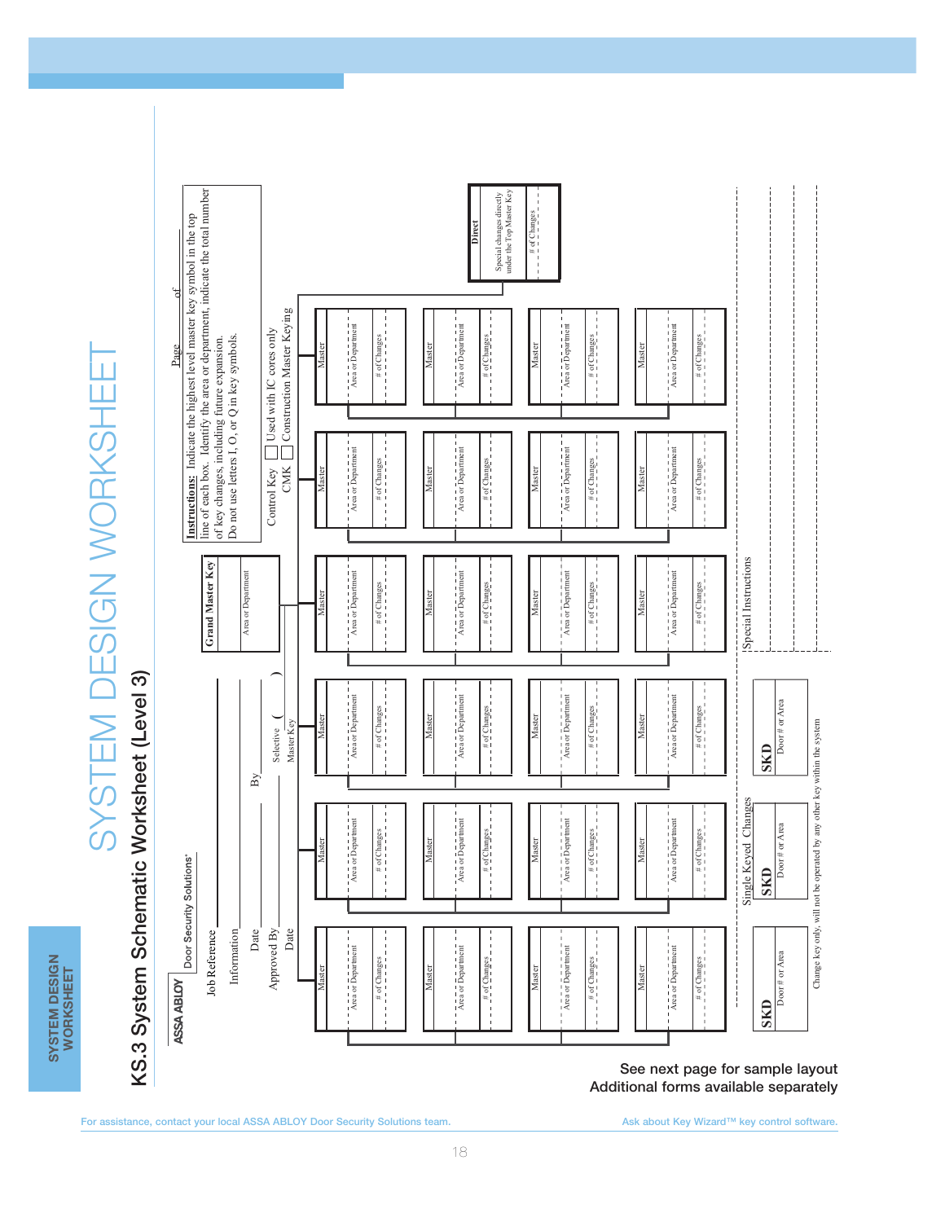# SYSTEM DESIGN WORKSHEET

## KS.3 System Schematic Worksheet (Level 3)

ASSA ABLOY Door Security Solutions®

Job Reference ____________

Information ____________

Date ____________ By ____________

Approved By ____________ Selective ( ) Master Key

Date ____________

**Instructions:** Indicate the highest level master key symbol in the top line of each box. Identify the area or department, indicate the total number of key changes, including future expansion.
Do not use letters I, O, or Q in key symbols.

Page ____ of ____

Control Key ☐ Used with IC cores only

CMK ☐ Construction Master Keying

**Grand Master Key**
Area or Department

**Direct**
Special changes directly under the Top Master Key
# of Changes

Master boxes (24 total, arranged in 6 columns of 4), each containing:
- Master
- Area or Department
- # of Changes

Single Keyed Changes

**SKD** — Door # or Area

**SKD** — Door # or Area

**SKD** — Door # or Area

Change key only, will not be operated by any other key within the system

Special Instructions

See next page for sample layout
Additional forms available separately

For assistance, contact your local ASSA ABLOY Door Security Solutions team.

Ask about Key Wizard™ key control software.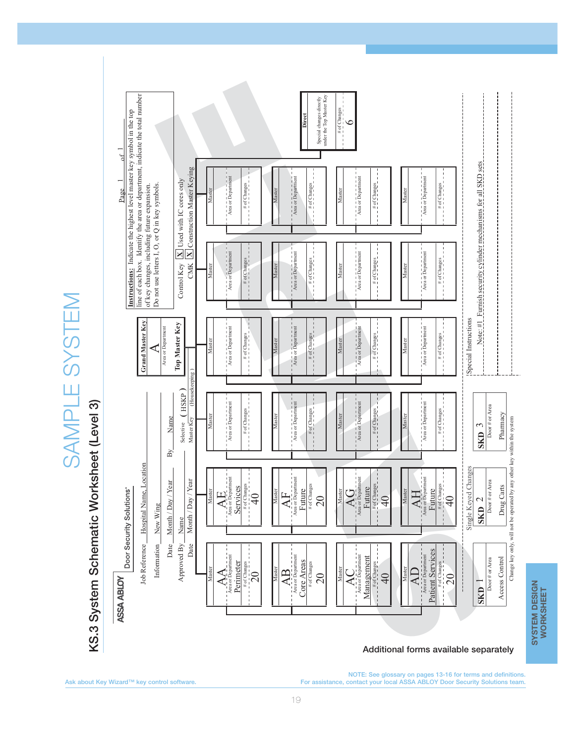# SAMPLE SYSTEM

## KS.3 System Schematic Worksheet (Level 3)

ASSA ABLOY Door Security Solutions®

Job Reference: Hospital Name, Location

Information: New Wing

Date: Month / Day / Year    By: Name

Approved By: Name

Date: Month / Day / Year

Selective Master Key: ( HSKP ) (Housekeeping)

**Grand Master Key**

A

Area or Department

**Top Master Key**

**Instructions:** Indicate the highest level master key symbol in the top line of each box. Identify the area or department, indicate the total number of key changes, including future expansion. Do not use letters I, O, or Q in key symbols.

Page 1 of 1

Control Key [X] Used with IC cores only

CMK [X] Construction Master Keying

| Master | Area or Department | # of Changes |
|---|---|---|
| AA | Perimeter | 20 |
| AB | Core Areas | 20 |
| AC | Management | 40 |
| AD | Patient Services | 20 |
| AE | Services | 40 |
| AF | Future | 20 |
| AG | Future | 40 |
| AH | Future | 40 |

**Direct**

Special changes directly under the Top Master Key

# of Changes: 6

Single Keyed Changes

| SKD | Door # or Area |
|---|---|
| SKD 1 | Access Control |
| SKD 2 | Drug Carts |
| SKD 3 | Pharmacy |

Change key only, will not be operated by any other key within the system

Special Instructions

Note: #1 Furnish security cylinder mechanisms for all SKD sets

Additional forms available separately

SYSTEM DESIGN WORKSHEET

NOTE: See glossary on pages 13-16 for terms and definitions.
For assistance, contact your local ASSA ABLOY Door Security Solutions team.

Ask about Key Wizard™ key control software.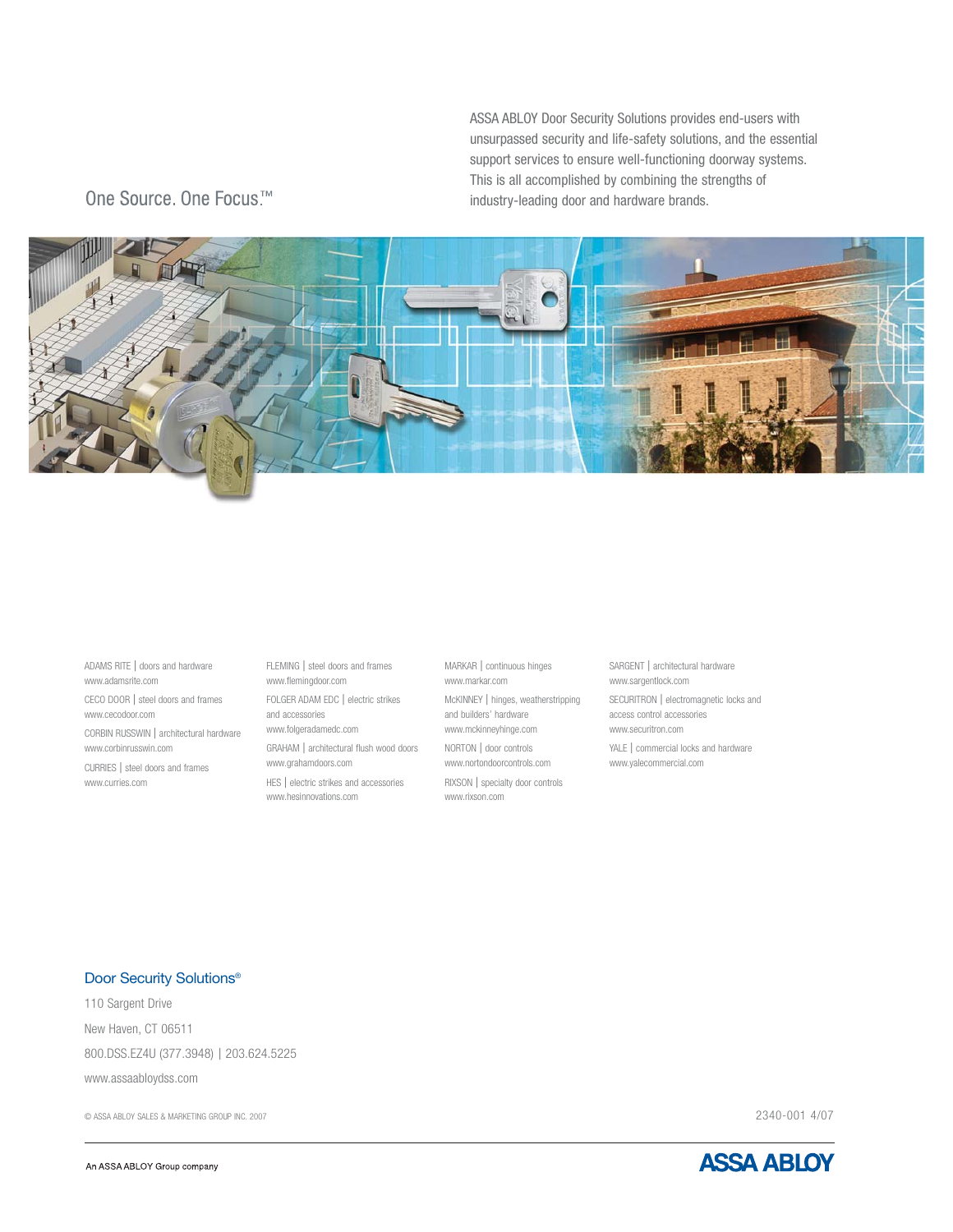One Source. One Focus.™

ASSA ABLOY Door Security Solutions provides end-users with unsurpassed security and life-safety solutions, and the essential support services to ensure well-functioning doorway systems. This is all accomplished by combining the strengths of industry-leading door and hardware brands.

ADAMS RITE | doors and hardware
www.adamsrite.com

CECO DOOR | steel doors and frames
www.cecodoor.com

CORBIN RUSSWIN | architectural hardware
www.corbinrusswin.com

CURRIES | steel doors and frames
www.curries.com

FLEMING | steel doors and frames
www.flemingdoor.com

FOLGER ADAM EDC | electric strikes and accessories
www.folgeradamedc.com

GRAHAM | architectural flush wood doors
www.grahamdoors.com

HES | electric strikes and accessories
www.hesinnovations.com

MARKAR | continuous hinges
www.markar.com

McKINNEY | hinges, weatherstripping and builders' hardware
www.mckinneyhinge.com

NORTON | door controls
www.nortondoorcontrols.com

RIXSON | specialty door controls
www.rixson.com

SARGENT | architectural hardware
www.sargentlock.com

SECURITRON | electromagnetic locks and access control accessories
www.securitron.com

YALE | commercial locks and hardware
www.yalecommercial.com

**Door Security Solutions®**

110 Sargent Drive

New Haven, CT 06511

800.DSS.EZ4U (377.3948) | 203.624.5225

www.assaabloydss.com

© ASSA ABLOY SALES & MARKETING GROUP INC. 2007

2340-001 4/07

An ASSA ABLOY Group company

ASSA ABLOY